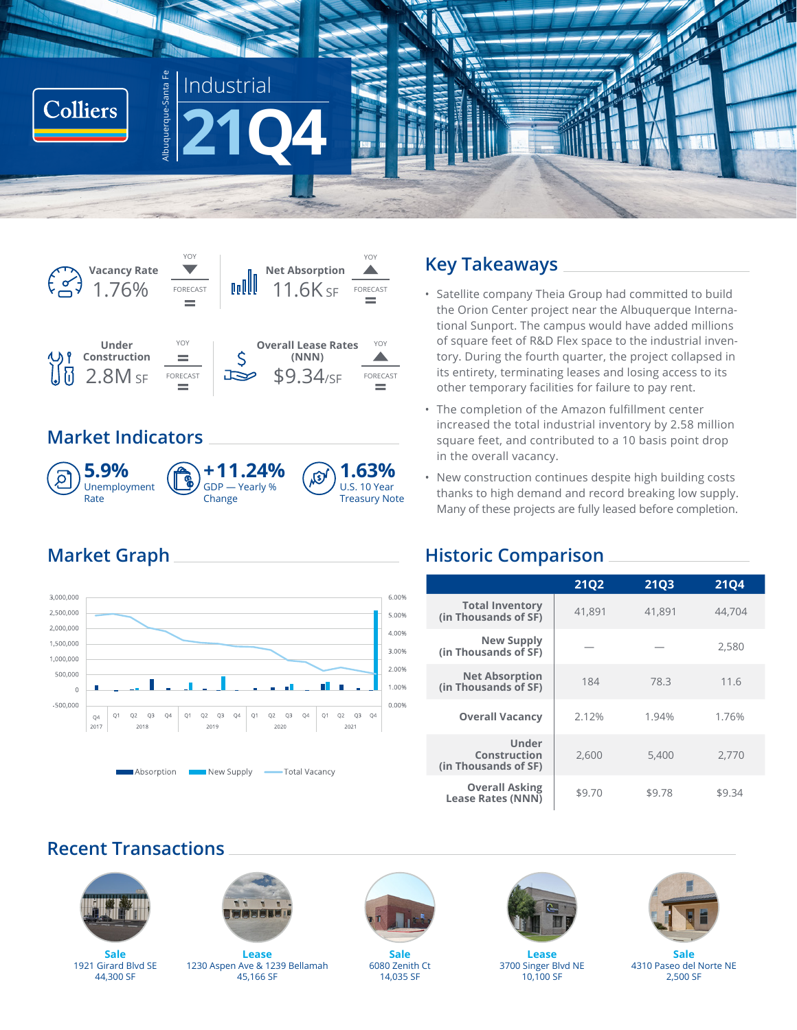Colliers

Albuquerque-Santa Fe

# Industrial 21Q4

| Metric | Value | YOY | Forecast |
| --- | --- | --- | --- |
| Vacancy Rate | 1.76% | ▼ | = |
| Net Absorption | 11.6K SF | ▲ | = |
| Under Construction | 2.8M SF | = | = |
| Overall Lease Rates (NNN) | $9.34/SF | ▲ | = |

## Market Indicators

**5.9%** Unemployment Rate

**+11.24%** GDP — Yearly % Change

**1.63%** U.S. 10 Year Treasury Note

## Key Takeaways

- Satellite company Theia Group had committed to build the Orion Center project near the Albuquerque International Sunport. The campus would have added millions of square feet of R&D Flex space to the industrial inventory. During the fourth quarter, the project collapsed in its entirety, terminating leases and losing access to its other temporary facilities for failure to pay rent.
- The completion of the Amazon fulfillment center increased the total industrial inventory by 2.58 million square feet, and contributed to a 10 basis point drop in the overall vacancy.
- New construction continues despite high building costs thanks to high demand and record breaking low supply. Many of these projects are fully leased before completion.

## Market Graph

Absorption | New Supply | Total Vacancy

## Historic Comparison

| | 21Q2 | 21Q3 | 21Q4 |
| --- | --- | --- | --- |
| Total Inventory (in Thousands of SF) | 41,891 | 41,891 | 44,704 |
| New Supply (in Thousands of SF) | — | — | 2,580 |
| Net Absorption (in Thousands of SF) | 184 | 78.3 | 11.6 |
| Overall Vacancy | 2.12% | 1.94% | 1.76% |
| Under Construction (in Thousands of SF) | 2,600 | 5,400 | 2,770 |
| Overall Asking Lease Rates (NNN) | $9.70 | $9.78 | $9.34 |

## Recent Transactions

**Sale**
1921 Girard Blvd SE
44,300 SF

**Lease**
1230 Aspen Ave & 1239 Bellamah
45,166 SF

**Sale**
6080 Zenith Ct
14,035 SF

**Lease**
3700 Singer Blvd NE
10,100 SF

**Sale**
4310 Paseo del Norte NE
2,500 SF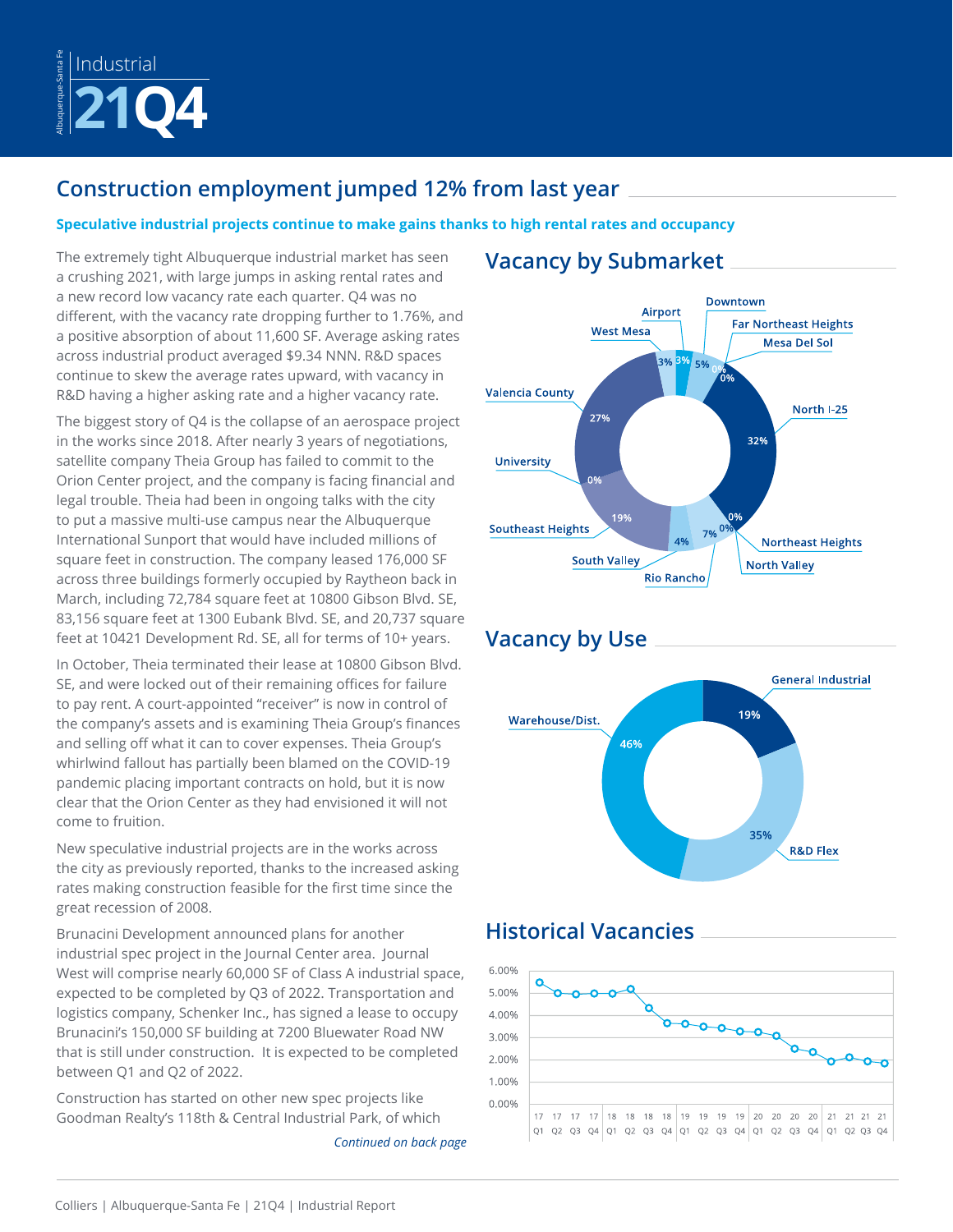Industrial

# 21Q4

## Construction employment jumped 12% from last year

**Speculative industrial projects continue to make gains thanks to high rental rates and occupancy**

The extremely tight Albuquerque industrial market has seen a crushing 2021, with large jumps in asking rental rates and a new record low vacancy rate each quarter. Q4 was no different, with the vacancy rate dropping further to 1.76%, and a positive absorption of about 11,600 SF. Average asking rates across industrial product averaged $9.34 NNN. R&D spaces continue to skew the average rates upward, with vacancy in R&D having a higher asking rate and a higher vacancy rate.

The biggest story of Q4 is the collapse of an aerospace project in the works since 2018. After nearly 3 years of negotiations, satellite company Theia Group has failed to commit to the Orion Center project, and the company is facing financial and legal trouble. Theia had been in ongoing talks with the city to put a massive multi-use campus near the Albuquerque International Sunport that would have included millions of square feet in construction. The company leased 176,000 SF across three buildings formerly occupied by Raytheon back in March, including 72,784 square feet at 10800 Gibson Blvd. SE, 83,156 square feet at 1300 Eubank Blvd. SE, and 20,737 square feet at 10421 Development Rd. SE, all for terms of 10+ years.

In October, Theia terminated their lease at 10800 Gibson Blvd. SE, and were locked out of their remaining offices for failure to pay rent. A court-appointed "receiver" is now in control of the company's assets and is examining Theia Group's finances and selling off what it can to cover expenses. Theia Group's whirlwind fallout has partially been blamed on the COVID-19 pandemic placing important contracts on hold, but it is now clear that the Orion Center as they had envisioned it will not come to fruition.

New speculative industrial projects are in the works across the city as previously reported, thanks to the increased asking rates making construction feasible for the first time since the great recession of 2008.

Brunacini Development announced plans for another industrial spec project in the Journal Center area. Journal West will comprise nearly 60,000 SF of Class A industrial space, expected to be completed by Q3 of 2022. Transportation and logistics company, Schenker Inc., has signed a lease to occupy Brunacini's 150,000 SF building at 7200 Bluewater Road NW that is still under construction. It is expected to be completed between Q1 and Q2 of 2022.

Construction has started on other new spec projects like Goodman Realty's 118th & Central Industrial Park, of which

*Continued on back page*

## Vacancy by Submarket

| Submarket | Vacancy Share |
|---|---|
| Airport | 3% |
| Downtown | 5% |
| Far Northeast Heights | 0% |
| Mesa Del Sol | 0% |
| North I-25 | 32% |
| Northeast Heights | 0% |
| North Valley | 0% |
| Rio Rancho | 7% |
| South Valley | 4% |
| Southeast Heights | 19% |
| University | 0% |
| Valencia County | 27% |
| West Mesa | 3% |

## Vacancy by Use

| Use | Vacancy Share |
|---|---|
| General Industrial | 19% |
| R&D Flex | 35% |
| Warehouse/Dist. | 46% |

## Historical Vacancies

| Quarter | Vacancy |
|---|---|
| 17 Q1 | ~5.4% |
| 17 Q2 | ~5.0% |
| 17 Q3 | ~4.9% |
| 17 Q4 | ~5.0% |
| 18 Q1 | ~5.0% |
| 18 Q2 | ~5.1% |
| 18 Q3 | ~4.3% |
| 18 Q4 | ~3.6% |
| 19 Q1 | ~3.6% |
| 19 Q2 | ~3.5% |
| 19 Q3 | ~3.4% |
| 19 Q4 | ~3.3% |
| 20 Q1 | ~3.2% |
| 20 Q2 | ~3.1% |
| 20 Q3 | ~2.5% |
| 20 Q4 | ~2.4% |
| 21 Q1 | ~1.9% |
| 21 Q2 | ~2.1% |
| 21 Q3 | ~1.9% |
| 21 Q4 | 1.76% |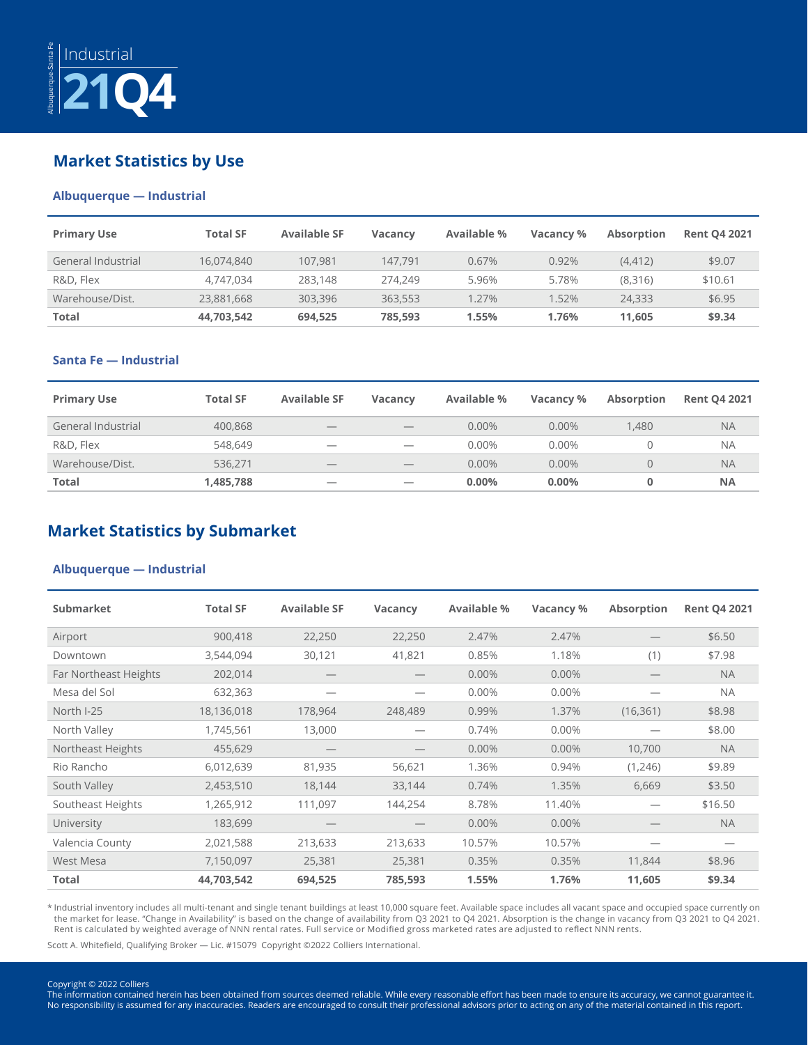Albuquerque-Santa Fe

Industrial

# 21Q4

## Market Statistics by Use

### Albuquerque — Industrial

| Primary Use | Total SF | Available SF | Vacancy | Available % | Vacancy % | Absorption | Rent Q4 2021 |
|---|---|---|---|---|---|---|---|
| General Industrial | 16,074,840 | 107,981 | 147,791 | 0.67% | 0.92% | (4,412) | $9.07 |
| R&D, Flex | 4,747,034 | 283,148 | 274,249 | 5.96% | 5.78% | (8,316) | $10.61 |
| Warehouse/Dist. | 23,881,668 | 303,396 | 363,553 | 1.27% | 1.52% | 24,333 | $6.95 |
| **Total** | **44,703,542** | **694,525** | **785,593** | **1.55%** | **1.76%** | **11,605** | **$9.34** |

### Santa Fe — Industrial

| Primary Use | Total SF | Available SF | Vacancy | Available % | Vacancy % | Absorption | Rent Q4 2021 |
|---|---|---|---|---|---|---|---|
| General Industrial | 400,868 | — | — | 0.00% | 0.00% | 1,480 | NA |
| R&D, Flex | 548,649 | — | — | 0.00% | 0.00% | 0 | NA |
| Warehouse/Dist. | 536,271 | — | — | 0.00% | 0.00% | 0 | NA |
| **Total** | **1,485,788** | — | — | **0.00%** | **0.00%** | **0** | **NA** |

## Market Statistics by Submarket

### Albuquerque — Industrial

| Submarket | Total SF | Available SF | Vacancy | Available % | Vacancy % | Absorption | Rent Q4 2021 |
|---|---|---|---|---|---|---|---|
| Airport | 900,418 | 22,250 | 22,250 | 2.47% | 2.47% | — | $6.50 |
| Downtown | 3,544,094 | 30,121 | 41,821 | 0.85% | 1.18% | (1) | $7.98 |
| Far Northeast Heights | 202,014 | — | — | 0.00% | 0.00% | — | NA |
| Mesa del Sol | 632,363 | — | — | 0.00% | 0.00% | — | NA |
| North I-25 | 18,136,018 | 178,964 | 248,489 | 0.99% | 1.37% | (16,361) | $8.98 |
| North Valley | 1,745,561 | 13,000 | — | 0.74% | 0.00% | — | $8.00 |
| Northeast Heights | 455,629 | — | — | 0.00% | 0.00% | 10,700 | NA |
| Rio Rancho | 6,012,639 | 81,935 | 56,621 | 1.36% | 0.94% | (1,246) | $9.89 |
| South Valley | 2,453,510 | 18,144 | 33,144 | 0.74% | 1.35% | 6,669 | $3.50 |
| Southeast Heights | 1,265,912 | 111,097 | 144,254 | 8.78% | 11.40% | — | $16.50 |
| University | 183,699 | — | — | 0.00% | 0.00% | — | NA |
| Valencia County | 2,021,588 | 213,633 | 213,633 | 10.57% | 10.57% | — | — |
| West Mesa | 7,150,097 | 25,381 | 25,381 | 0.35% | 0.35% | 11,844 | $8.96 |
| **Total** | **44,703,542** | **694,525** | **785,593** | **1.55%** | **1.76%** | **11,605** | **$9.34** |

* Industrial inventory includes all multi-tenant and single tenant buildings at least 10,000 square feet. Available space includes all vacant space and occupied space currently on the market for lease. "Change in Availability" is based on the change of availability from Q3 2021 to Q4 2021. Absorption is the change in vacancy from Q3 2021 to Q4 2021. Rent is calculated by weighted average of NNN rental rates. Full service or Modified gross marketed rates are adjusted to reflect NNN rents.

Scott A. Whitefield, Qualifying Broker — Lic. #15079 Copyright ©2022 Colliers International.

Copyright © 2022 Colliers
The information contained herein has been obtained from sources deemed reliable. While every reasonable effort has been made to ensure its accuracy, we cannot guarantee it. No responsibility is assumed for any inaccuracies. Readers are encouraged to consult their professional advisors prior to acting on any of the material contained in this report.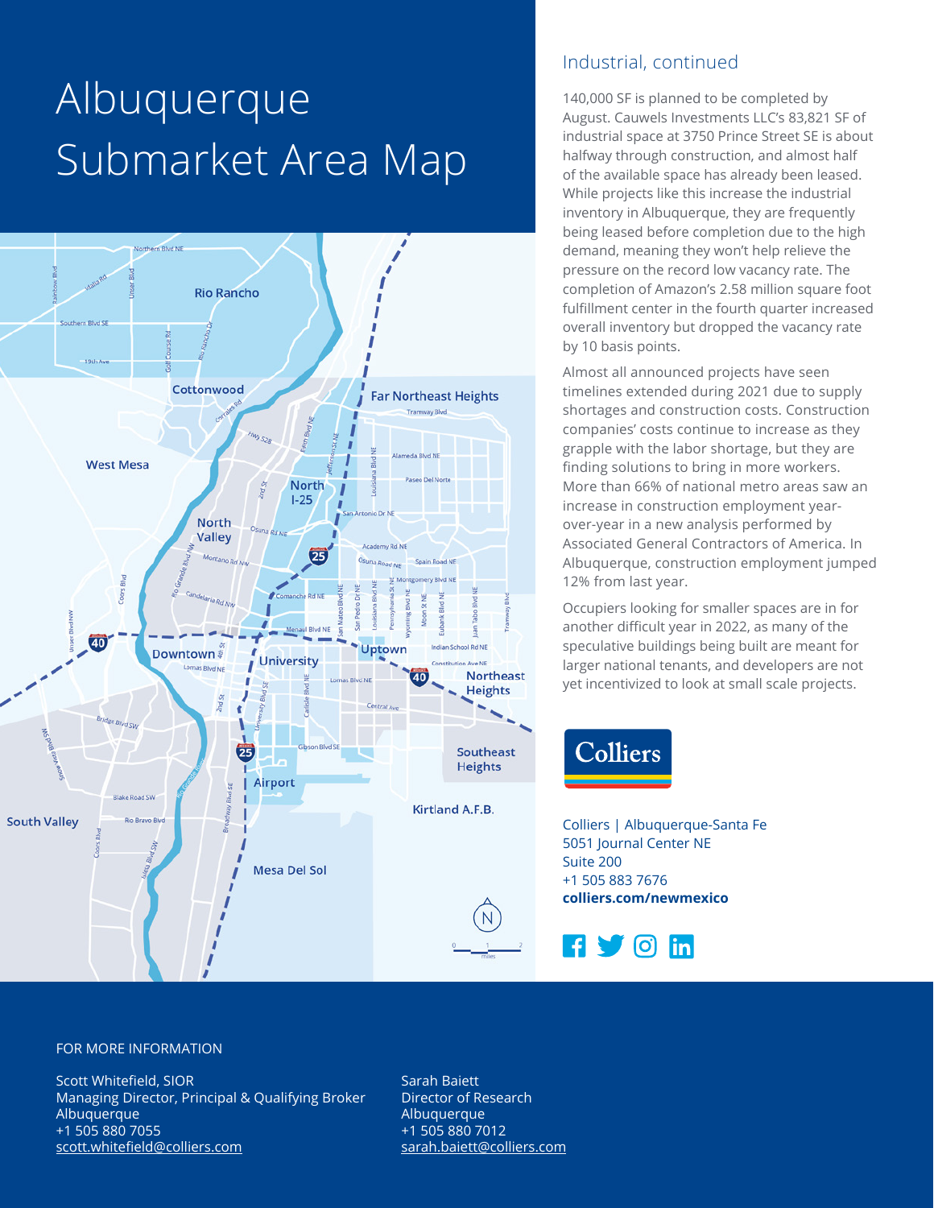# Albuquerque Submarket Area Map

Rio Rancho
Cottonwood
Far Northeast Heights
West Mesa
North I-25
North Valley
Downtown
University
Uptown
Northeast Heights
Southeast Heights
Airport
Kirtland A.F.B.
South Valley
Mesa Del Sol

## Industrial, continued

140,000 SF is planned to be completed by August. Cauwels Investments LLC's 83,821 SF of industrial space at 3750 Prince Street SE is about halfway through construction, and almost half of the available space has already been leased. While projects like this increase the industrial inventory in Albuquerque, they are frequently being leased before completion due to the high demand, meaning they won't help relieve the pressure on the record low vacancy rate. The completion of Amazon's 2.58 million square foot fulfillment center in the fourth quarter increased overall inventory but dropped the vacancy rate by 10 basis points.

Almost all announced projects have seen timelines extended during 2021 due to supply shortages and construction costs. Construction companies' costs continue to increase as they grapple with the labor shortage, but they are finding solutions to bring in more workers. More than 66% of national metro areas saw an increase in construction employment year-over-year in a new analysis performed by Associated General Contractors of America. In Albuquerque, construction employment jumped 12% from last year.

Occupiers looking for smaller spaces are in for another difficult year in 2022, as many of the speculative buildings being built are meant for larger national tenants, and developers are not yet incentivized to look at small scale projects.

Colliers

Colliers | Albuquerque-Santa Fe
5051 Journal Center NE
Suite 200
+1 505 883 7676
**colliers.com/newmexico**

FOR MORE INFORMATION

Scott Whitefield, SIOR
Managing Director, Principal & Qualifying Broker
Albuquerque
+1 505 880 7055
scott.whitefield@colliers.com

Sarah Baiett
Director of Research
Albuquerque
+1 505 880 7012
sarah.baiett@colliers.com